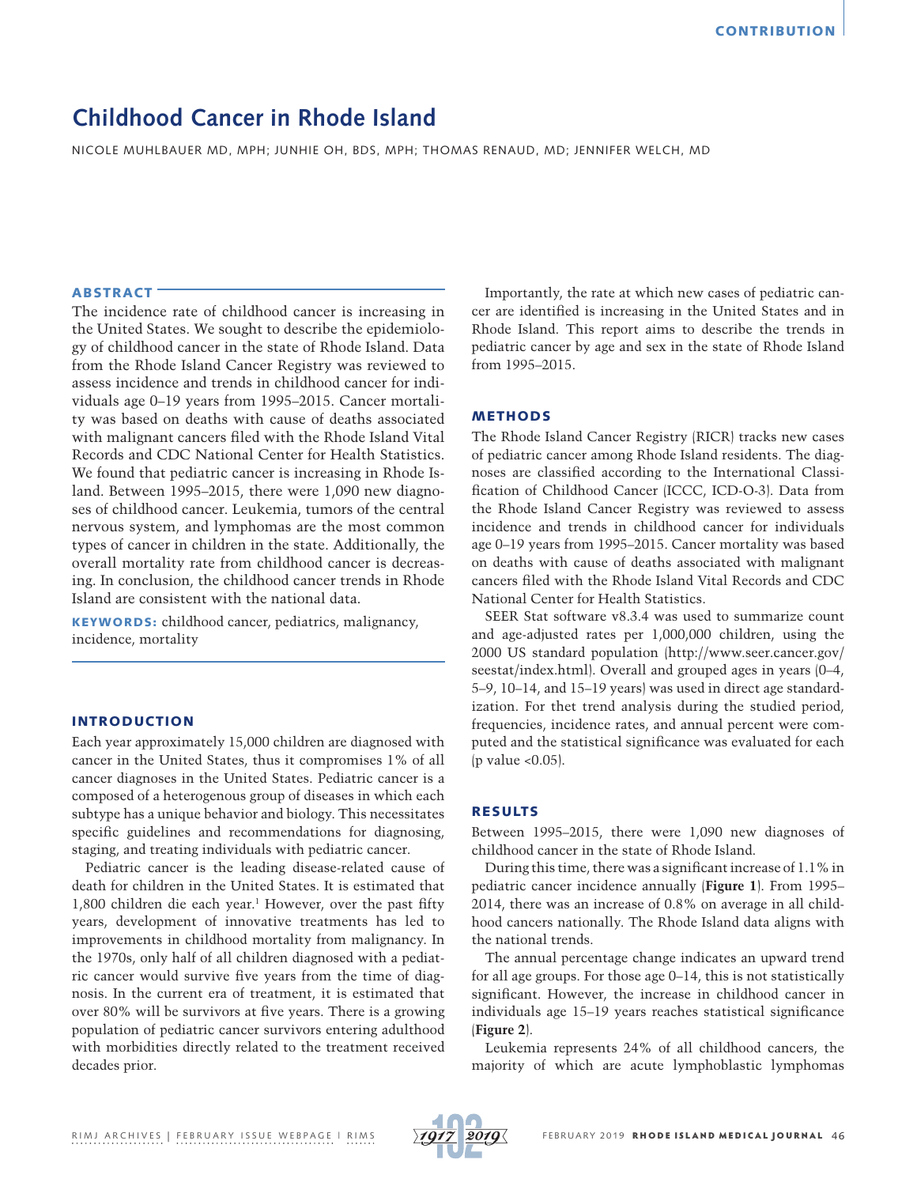# Childhood Cancer in Rhode Island

NICOLE MUHLBAUER MD, MPH; JUNHIE OH, BDS, MPH; THOMAS RENAUD, MD; JENNIFER WELCH, MD

## ABSTRACT

The incidence rate of childhood cancer is increasing in the United States. We sought to describe the epidemiology of childhood cancer in the state of Rhode Island. Data from the Rhode Island Cancer Registry was reviewed to assess incidence and trends in childhood cancer for individuals age 0–19 years from 1995–2015. Cancer mortality was based on deaths with cause of deaths associated with malignant cancers filed with the Rhode Island Vital Records and CDC National Center for Health Statistics. We found that pediatric cancer is increasing in Rhode Island. Between 1995–2015, there were 1,090 new diagnoses of childhood cancer. Leukemia, tumors of the central nervous system, and lymphomas are the most common types of cancer in children in the state. Additionally, the overall mortality rate from childhood cancer is decreasing. In conclusion, the childhood cancer trends in Rhode Island are consistent with the national data.

**KEYWORDS:** childhood cancer, pediatrics, malignancy, incidence, mortality

## INTRODUCTION

Each year approximately 15,000 children are diagnosed with cancer in the United States, thus it compromises 1% of all cancer diagnoses in the United States. Pediatric cancer is a composed of a heterogenous group of diseases in which each subtype has a unique behavior and biology. This necessitates specific guidelines and recommendations for diagnosing, staging, and treating individuals with pediatric cancer.

Pediatric cancer is the leading disease-related cause of death for children in the United States. It is estimated that 1,800 children die each year.[1] However, over the past fifty years, development of innovative treatments has led to improvements in childhood mortality from malignancy. In the 1970s, only half of all children diagnosed with a pediatric cancer would survive five years from the time of diagnosis. In the current era of treatment, it is estimated that over 80% will be survivors at five years. There is a growing population of pediatric cancer survivors entering adulthood with morbidities directly related to the treatment received decades prior.

Importantly, the rate at which new cases of pediatric cancer are identified is increasing in the United States and in Rhode Island. This report aims to describe the trends in pediatric cancer by age and sex in the state of Rhode Island from 1995–2015.

## METHODS

The Rhode Island Cancer Registry (RICR) tracks new cases of pediatric cancer among Rhode Island residents. The diagnoses are classified according to the International Classification of Childhood Cancer (ICCC, ICD-O-3). Data from the Rhode Island Cancer Registry was reviewed to assess incidence and trends in childhood cancer for individuals age 0–19 years from 1995–2015. Cancer mortality was based on deaths with cause of deaths associated with malignant cancers filed with the Rhode Island Vital Records and CDC National Center for Health Statistics.

SEER Stat software v8.3.4 was used to summarize count and age-adjusted rates per 1,000,000 children, using the 2000 US standard population (http://www.seer.cancer.gov/seestat/index.html). Overall and grouped ages in years (0–4, 5–9, 10–14, and 15–19 years) was used in direct age standardization. For thet trend analysis during the studied period, frequencies, incidence rates, and annual percent were computed and the statistical significance was evaluated for each (p value <0.05).

## RESULTS

Between 1995–2015, there were 1,090 new diagnoses of childhood cancer in the state of Rhode Island.

During this time, there was a significant increase of 1.1% in pediatric cancer incidence annually (**Figure 1**). From 1995–2014, there was an increase of 0.8% on average in all childhood cancers nationally. The Rhode Island data aligns with the national trends.

The annual percentage change indicates an upward trend for all age groups. For those age 0–14, this is not statistically significant. However, the increase in childhood cancer in individuals age 15–19 years reaches statistical significance (**Figure 2**).

Leukemia represents 24% of all childhood cancers, the majority of which are acute lymphoblastic lymphomas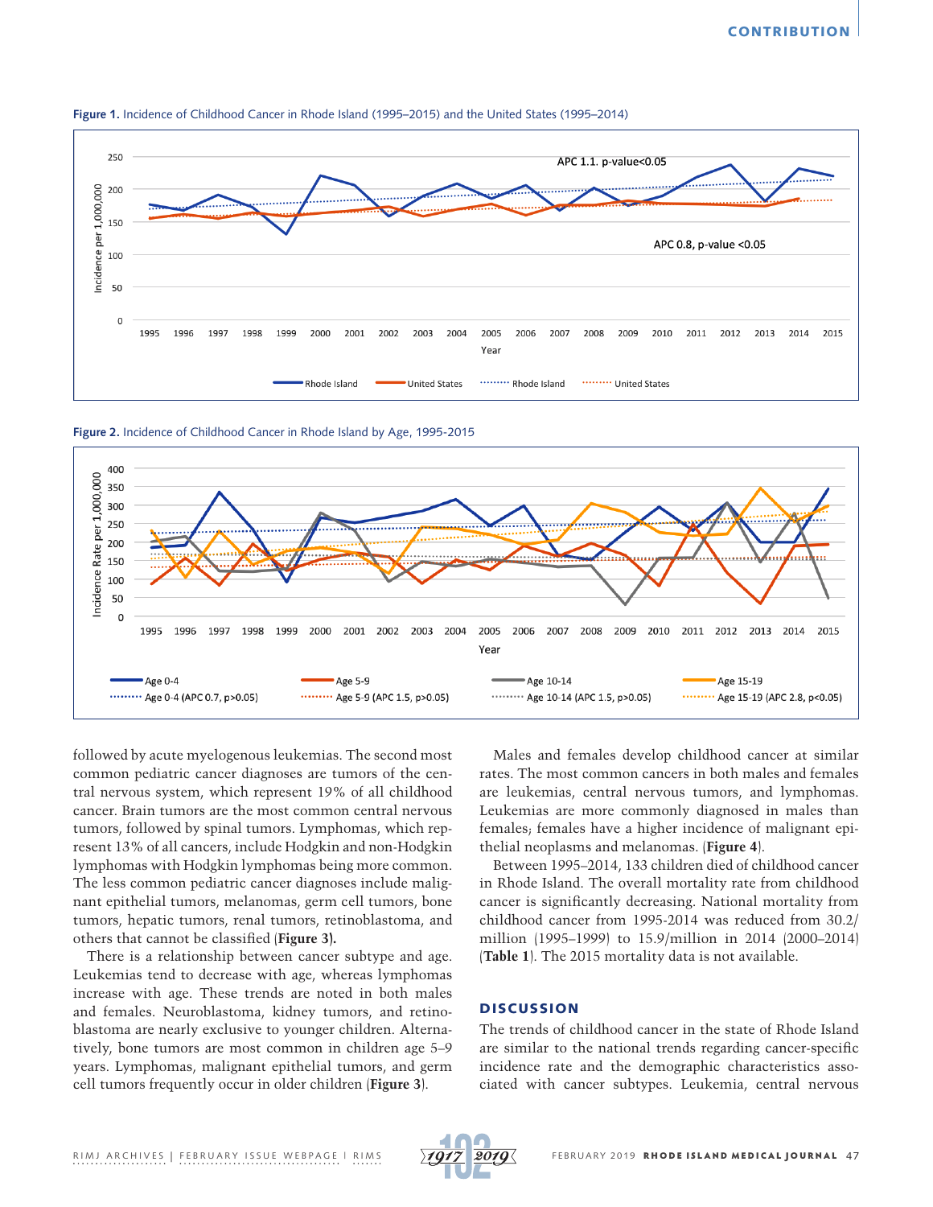Figure 1. Incidence of Childhood Cancer in Rhode Island (1995–2015) and the United States (1995–2014)

Figure 2. Incidence of Childhood Cancer in Rhode Island by Age, 1995-2015

followed by acute myelogenous leukemias. The second most common pediatric cancer diagnoses are tumors of the central nervous system, which represent 19% of all childhood cancer. Brain tumors are the most common central nervous tumors, followed by spinal tumors. Lymphomas, which represent 13% of all cancers, include Hodgkin and non-Hodgkin lymphomas with Hodgkin lymphomas being more common. The less common pediatric cancer diagnoses include malignant epithelial tumors, melanomas, germ cell tumors, bone tumors, hepatic tumors, renal tumors, retinoblastoma, and others that cannot be classified (**Figure 3**).

There is a relationship between cancer subtype and age. Leukemias tend to decrease with age, whereas lymphomas increase with age. These trends are noted in both males and females. Neuroblastoma, kidney tumors, and retinoblastoma are nearly exclusive to younger children. Alternatively, bone tumors are most common in children age 5–9 years. Lymphomas, malignant epithelial tumors, and germ cell tumors frequently occur in older children (**Figure 3**).

Males and females develop childhood cancer at similar rates. The most common cancers in both males and females are leukemias, central nervous tumors, and lymphomas. Leukemias are more commonly diagnosed in males than females; females have a higher incidence of malignant epithelial neoplasms and melanomas. (**Figure 4**).

Between 1995–2014, 133 children died of childhood cancer in Rhode Island. The overall mortality rate from childhood cancer is significantly decreasing. National mortality from childhood cancer from 1995-2014 was reduced from 30.2/million (1995–1999) to 15.9/million in 2014 (2000–2014) (**Table 1**). The 2015 mortality data is not available.

## DISCUSSION

The trends of childhood cancer in the state of Rhode Island are similar to the national trends regarding cancer-specific incidence rate and the demographic characteristics associated with cancer subtypes. Leukemia, central nervous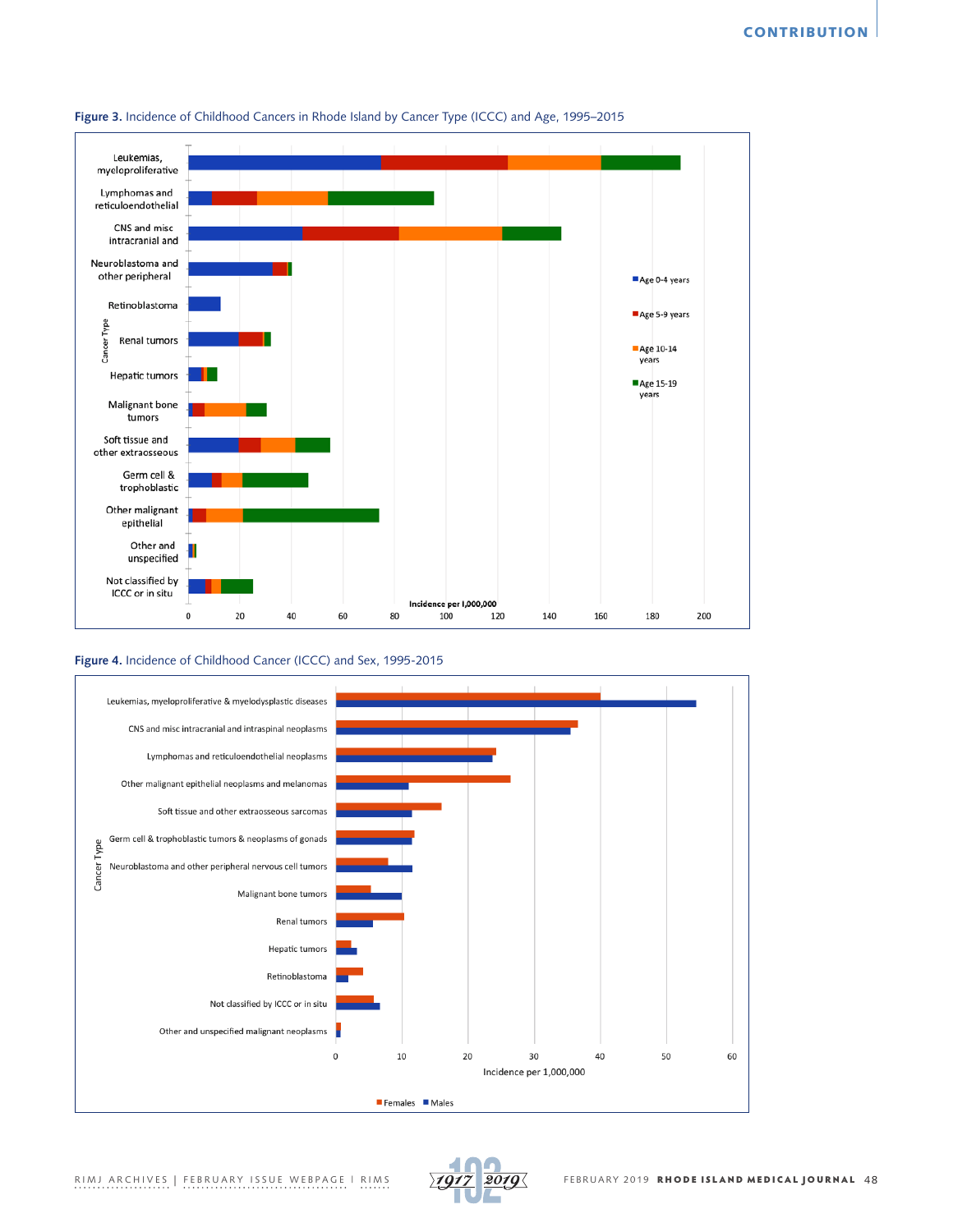**Figure 3.** Incidence of Childhood Cancers in Rhode Island by Cancer Type (ICCC) and Age, 1995–2015

**Figure 4.** Incidence of Childhood Cancer (ICCC) and Sex, 1995-2015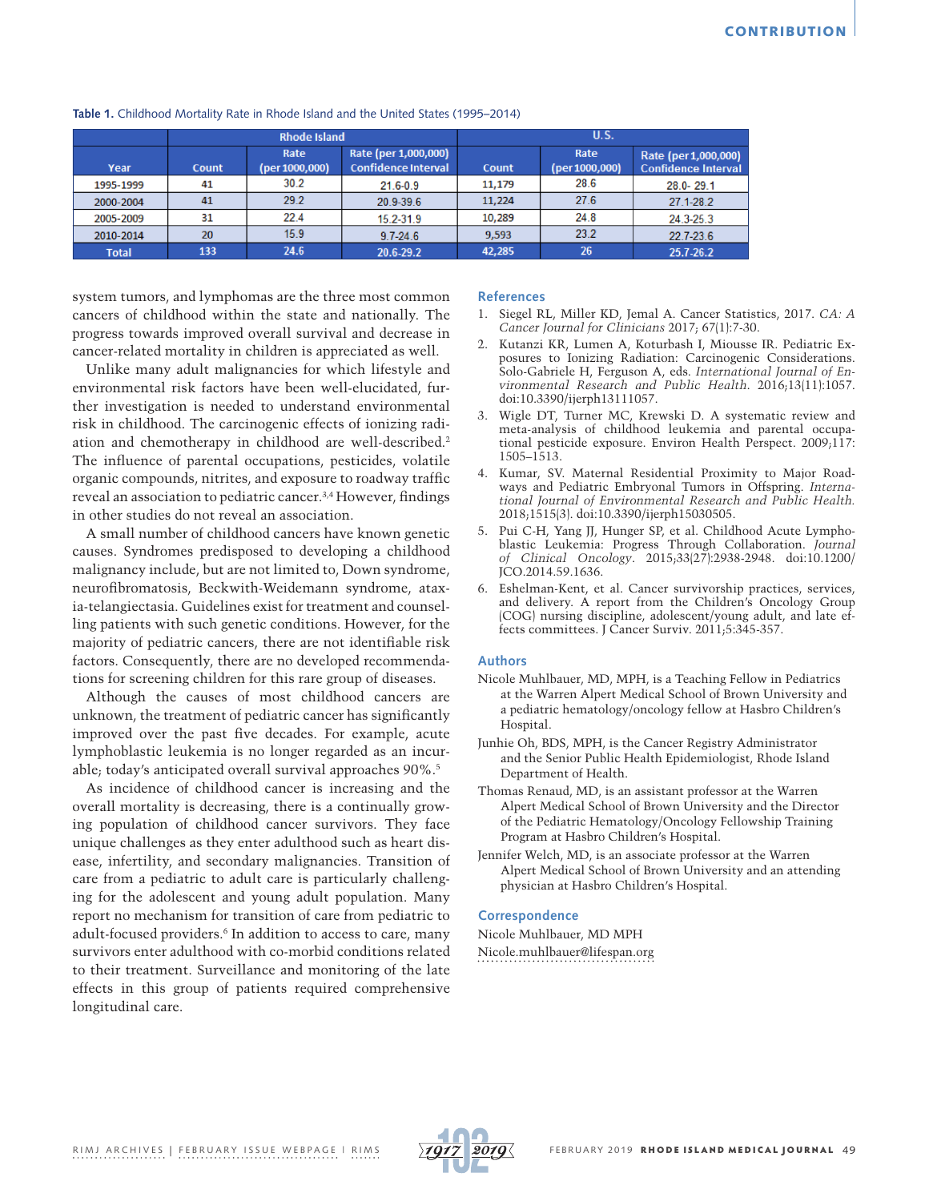**Table 1.** Childhood Mortality Rate in Rhode Island and the United States (1995–2014)

| | Rhode Island | | | U.S. | | |
|---|---|---|---|---|---|---|
| Year | Count | Rate (per 1000,000) | Rate (per 1,000,000) Confidence Interval | Count | Rate (per 1000,000) | Rate (per 1,000,000) Confidence Interval |
| 1995-1999 | 41 | 30.2 | 21.6-0.9 | 11,179 | 28.6 | 28.0- 29.1 |
| 2000-2004 | 41 | 29.2 | 20.9-39.6 | 11,224 | 27.6 | 27.1-28.2 |
| 2005-2009 | 31 | 22.4 | 15.2-31.9 | 10,289 | 24.8 | 24.3-25.3 |
| 2010-2014 | 20 | 15.9 | 9.7-24.6 | 9,593 | 23.2 | 22.7-23.6 |
| Total | 133 | 24.6 | 20.6-29.2 | 42,285 | 26 | 25.7-26.2 |

system tumors, and lymphomas are the three most common cancers of childhood within the state and nationally. The progress towards improved overall survival and decrease in cancer-related mortality in children is appreciated as well.

Unlike many adult malignancies for which lifestyle and environmental risk factors have been well-elucidated, further investigation is needed to understand environmental risk in childhood. The carcinogenic effects of ionizing radiation and chemotherapy in childhood are well-described.[2] The influence of parental occupations, pesticides, volatile organic compounds, nitrites, and exposure to roadway traffic reveal an association to pediatric cancer.[3,4] However, findings in other studies do not reveal an association.

A small number of childhood cancers have known genetic causes. Syndromes predisposed to developing a childhood malignancy include, but are not limited to, Down syndrome, neurofibromatosis, Beckwith-Weidemann syndrome, ataxia-telangiectasia. Guidelines exist for treatment and counselling patients with such genetic conditions. However, for the majority of pediatric cancers, there are not identifiable risk factors. Consequently, there are no developed recommendations for screening children for this rare group of diseases.

Although the causes of most childhood cancers are unknown, the treatment of pediatric cancer has significantly improved over the past five decades. For example, acute lymphoblastic leukemia is no longer regarded as an incurable; today's anticipated overall survival approaches 90%.[5]

As incidence of childhood cancer is increasing and the overall mortality is decreasing, there is a continually growing population of childhood cancer survivors. They face unique challenges as they enter adulthood such as heart disease, infertility, and secondary malignancies. Transition of care from a pediatric to adult care is particularly challenging for the adolescent and young adult population. Many report no mechanism for transition of care from pediatric to adult-focused providers.[6] In addition to access to care, many survivors enter adulthood with co-morbid conditions related to their treatment. Surveillance and monitoring of the late effects in this group of patients required comprehensive longitudinal care.

## References

1. Siegel RL, Miller KD, Jemal A. Cancer Statistics, 2017. *CA: A Cancer Journal for Clinicians* 2017; 67(1):7-30.
2. Kutanzi KR, Lumen A, Koturbash I, Miousse IR. Pediatric Exposures to Ionizing Radiation: Carcinogenic Considerations. Solo-Gabriele H, Ferguson A, eds. *International Journal of Environmental Research and Public Health.* 2016;13(11):1057. doi:10.3390/ijerph13111057.
3. Wigle DT, Turner MC, Krewski D. A systematic review and meta-analysis of childhood leukemia and parental occupational pesticide exposure. Environ Health Perspect. 2009;117: 1505–1513.
4. Kumar, SV. Maternal Residential Proximity to Major Roadways and Pediatric Embryonal Tumors in Offspring. *International Journal of Environmental Research and Public Health.* 2018;1515(3). doi:10.3390/ijerph15030505.
5. Pui C-H, Yang JJ, Hunger SP, et al. Childhood Acute Lymphoblastic Leukemia: Progress Through Collaboration. *Journal of Clinical Oncology*. 2015;33(27):2938-2948. doi:10.1200/JCO.2014.59.1636.
6. Eshelman-Kent, et al. Cancer survivorship practices, services, and delivery. A report from the Children's Oncology Group (COG) nursing discipline, adolescent/young adult, and late effects committees. J Cancer Surviv. 2011;5:345-357.

## Authors

Nicole Muhlbauer, MD, MPH, is a Teaching Fellow in Pediatrics at the Warren Alpert Medical School of Brown University and a pediatric hematology/oncology fellow at Hasbro Children's Hospital.

Junhie Oh, BDS, MPH, is the Cancer Registry Administrator and the Senior Public Health Epidemiologist, Rhode Island Department of Health.

Thomas Renaud, MD, is an assistant professor at the Warren Alpert Medical School of Brown University and the Director of the Pediatric Hematology/Oncology Fellowship Training Program at Hasbro Children's Hospital.

Jennifer Welch, MD, is an associate professor at the Warren Alpert Medical School of Brown University and an attending physician at Hasbro Children's Hospital.

## Correspondence

Nicole Muhlbauer, MD MPH
Nicole.muhlbauer@lifespan.org